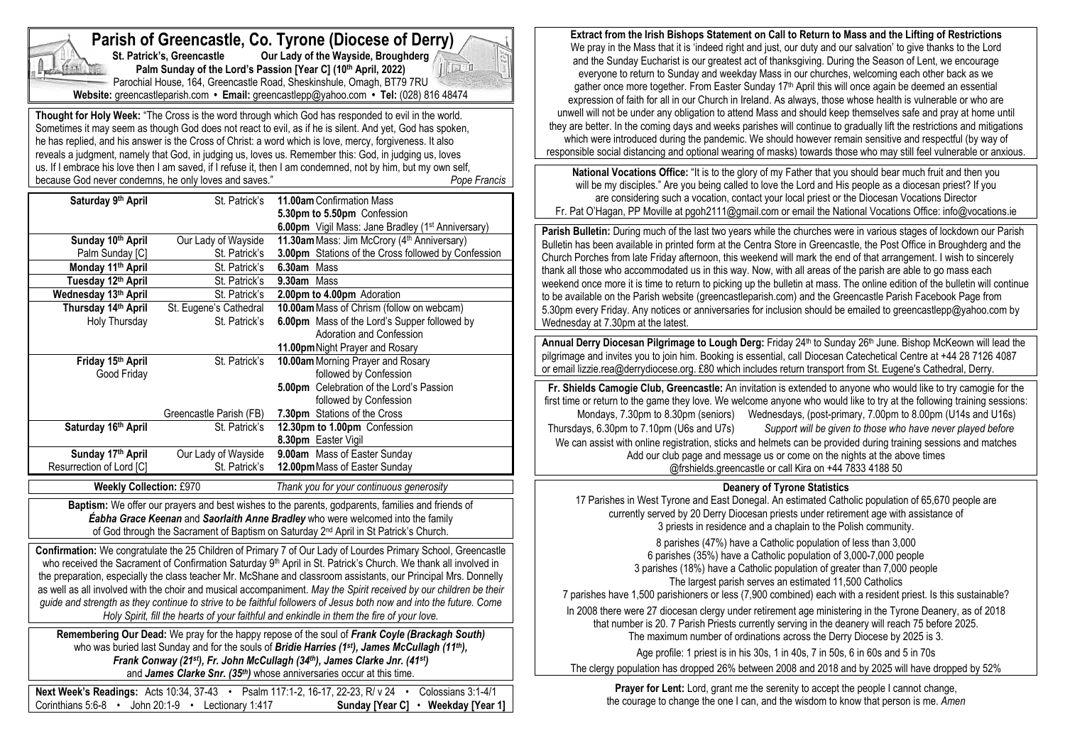# Parish of Greencastle, Co. Tyrone (Diocese of Derry)

**St. Patrick's, Greencastle** **Our Lady of the Wayside, Broughderg**

**Palm Sunday of the Lord's Passion [Year C] (10th April, 2022)**

Parochial House, 164, Greencastle Road, Sheskinshule, Omagh, BT79 7RU

**Website:** greencastleparish.com • **Email:** greencastlepp@yahoo.com • **Tel:** (028) 816 48474

**Thought for Holy Week:** "The Cross is the word through which God has responded to evil in the world. Sometimes it may seem as though God does not react to evil, as if he is silent. And yet, God has spoken, he has replied, and his answer is the Cross of Christ: a word which is love, mercy, forgiveness. It also reveals a judgment, namely that God, in judging us, loves us. Remember this: God, in judging us, loves us. If I embrace his love then I am saved, if I refuse it, then I am condemned, not by him, but my own self, because God never condemns, he only loves and saves." *Pope Francis*

| Day | Church | Time / Event |
|---|---|---|
| **Saturday 9th April** | St. Patrick's | **11.00am** Confirmation Mass |
| | | **5.30pm to 5.50pm** Confession |
| | | **6.00pm** Vigil Mass: Jane Bradley (1st Anniversary) |
| **Sunday 10th April** | Our Lady of Wayside | **11.30am** Mass: Jim McCrory (4th Anniversary) |
| Palm Sunday [C] | St. Patrick's | **3.00pm** Stations of the Cross followed by Confession |
| **Monday 11th April** | St. Patrick's | **6.30am** Mass |
| **Tuesday 12th April** | St. Patrick's | **9.30am** Mass |
| **Wednesday 13th April** | St. Patrick's | **2.00pm to 4.00pm** Adoration |
| **Thursday 14th April** | St. Eugene's Cathedral | **10.00am** Mass of Chrism (follow on webcam) |
| Holy Thursday | St. Patrick's | **6.00pm** Mass of the Lord's Supper followed by Adoration and Confession |
| | | **11.00pm** Night Prayer and Rosary |
| **Friday 15th April** | St. Patrick's | **10.00am** Morning Prayer and Rosary followed by Confession |
| Good Friday | | **5.00pm** Celebration of the Lord's Passion followed by Confession |
| | Greencastle Parish (FB) | **7.30pm** Stations of the Cross |
| **Saturday 16th April** | St. Patrick's | **12.30pm to 1.00pm** Confession |
| | | **8.30pm** Easter Vigil |
| **Sunday 17th April** | Our Lady of Wayside | **9.00am** Mass of Easter Sunday |
| Resurrection of Lord [C] | St. Patrick's | **12.00pm** Mass of Easter Sunday |

**Weekly Collection:** £970 *Thank you for your continuous generosity*

**Baptism:** We offer our prayers and best wishes to the parents, godparents, families and friends of ***Éabha Grace Keenan*** and ***Saorlaith Anne Bradley*** who were welcomed into the family of God through the Sacrament of Baptism on Saturday 2nd April in St Patrick's Church.

**Confirmation:** We congratulate the 25 Children of Primary 7 of Our Lady of Lourdes Primary School, Greencastle who received the Sacrament of Confirmation Saturday 9th April in St. Patrick's Church. We thank all involved in the preparation, especially the class teacher Mr. McShane and classroom assistants, our Principal Mrs. Donnelly as well as all involved with the choir and musical accompaniment. *May the Spirit received by our children be their guide and strength as they continue to strive to be faithful followers of Jesus both now and into the future. Come Holy Spirit, fill the hearts of your faithful and enkindle in them the fire of your love.*

**Remembering Our Dead:** We pray for the happy repose of the soul of ***Frank Coyle (Brackagh South)*** who was buried last Sunday and for the souls of ***Bridie Harries (1st), James McCullagh (11th), Frank Conway (21st), Fr. John McCullagh (34th), James Clarke Jnr. (41st)*** and ***James Clarke Snr. (35th)*** whose anniversaries occur at this time.

**Next Week's Readings:** Acts 10:34, 37-43 • Psalm 117:1-2, 16-17, 22-23, R/ v 24 • Colossians 3:1-4/1 Corinthians 5:6-8 • John 20:1-9 • Lectionary 1:417 **Sunday [Year C] • Weekday [Year 1]**

**Extract from the Irish Bishops Statement on Call to Return to Mass and the Lifting of Restrictions**

We pray in the Mass that it is 'indeed right and just, our duty and our salvation' to give thanks to the Lord and the Sunday Eucharist is our greatest act of thanksgiving. During the Season of Lent, we encourage everyone to return to Sunday and weekday Mass in our churches, welcoming each other back as we gather once more together. From Easter Sunday 17th April this will once again be deemed an essential expression of faith for all in our Church in Ireland. As always, those whose health is vulnerable or who are unwell will not be under any obligation to attend Mass and should keep themselves safe and pray at home until they are better. In the coming days and weeks parishes will continue to gradually lift the restrictions and mitigations which were introduced during the pandemic. We should however remain sensitive and respectful (by way of responsible social distancing and optional wearing of masks) towards those who may still feel vulnerable or anxious.

**National Vocations Office:** "It is to the glory of my Father that you should bear much fruit and then you will be my disciples." Are you being called to love the Lord and His people as a diocesan priest? If you are considering such a vocation, contact your local priest or the Diocesan Vocations Director Fr. Pat O'Hagan, PP Moville at pgoh2111@gmail.com or email the National Vocations Office: info@vocations.ie

**Parish Bulletin:** During much of the last two years while the churches were in various stages of lockdown our Parish Bulletin has been available in printed form at the Centra Store in Greencastle, the Post Office in Broughderg and the Church Porches from late Friday afternoon, this weekend will mark the end of that arrangement. I wish to sincerely thank all those who accommodated us in this way. Now, with all areas of the parish are able to go mass each weekend once more it is time to return to picking up the bulletin at mass. The online edition of the bulletin will continue to be available on the Parish website (greencastleparish.com) and the Greencastle Parish Facebook Page from 5.30pm every Friday. Any notices or anniversaries for inclusion should be emailed to greencastlepp@yahoo.com by Wednesday at 7.30pm at the latest.

**Annual Derry Diocesan Pilgrimage to Lough Derg:** Friday 24th to Sunday 26th June. Bishop McKeown will lead the pilgrimage and invites you to join him. Booking is essential, call Diocesan Catechetical Centre at +44 28 7126 4087 or email lizzie.rea@derrydiocese.org. £80 which includes return transport from St. Eugene's Cathedral, Derry.

**Fr. Shields Camogie Club, Greencastle:** An invitation is extended to anyone who would like to try camogie for the first time or return to the game they love. We welcome anyone who would like to try at the following training sessions: Mondays, 7.30pm to 8.30pm (seniors) Wednesdays, (post-primary, 7.00pm to 8.00pm (U14s and U16s) Thursdays, 6.30pm to 7.10pm (U6s and U7s) *Support will be given to those who have never played before* We can assist with online registration, sticks and helmets can be provided during training sessions and matches Add our club page and message us or come on the nights at the above times @frshields.greencastle or call Kira on +44 7833 4188 50

**Deanery of Tyrone Statistics**

17 Parishes in West Tyrone and East Donegal. An estimated Catholic population of 65,670 people are currently served by 20 Derry Diocesan priests under retirement age with assistance of 3 priests in residence and a chaplain to the Polish community.

8 parishes (47%) have a Catholic population of less than 3,000
6 parishes (35%) have a Catholic population of 3,000-7,000 people
3 parishes (18%) have a Catholic population of greater than 7,000 people
The largest parish serves an estimated 11,500 Catholics
7 parishes have 1,500 parishioners or less (7,900 combined) each with a resident priest. Is this sustainable?

In 2008 there were 27 diocesan clergy under retirement age ministering in the Tyrone Deanery, as of 2018 that number is 20. 7 Parish Priests currently serving in the deanery will reach 75 before 2025.
The maximum number of ordinations across the Derry Diocese by 2025 is 3.

Age profile: 1 priest is in his 30s, 1 in 40s, 7 in 50s, 6 in 60s and 5 in 70s

The clergy population has dropped 26% between 2008 and 2018 and by 2025 will have dropped by 52%

**Prayer for Lent:** Lord, grant me the serenity to accept the people I cannot change, the courage to change the one I can, and the wisdom to know that person is me. *Amen*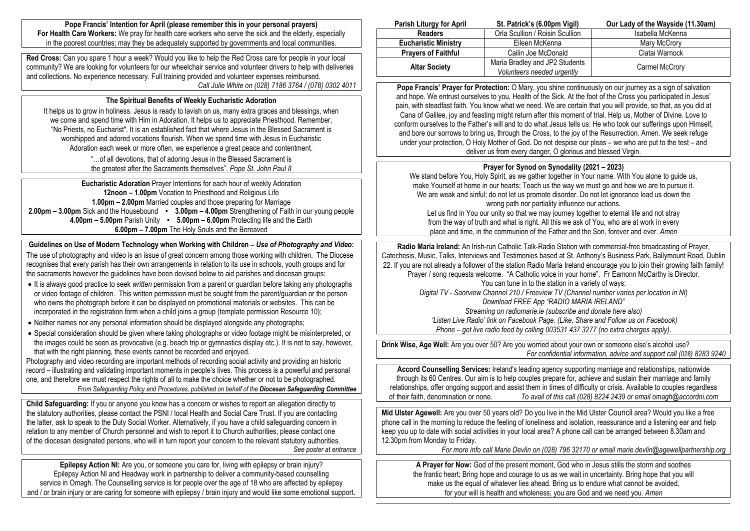**Pope Francis' Intention for April (please remember this in your personal prayers)**
**For Health Care Workers:** We pray for health care workers who serve the sick and the elderly, especially in the poorest countries; may they be adequately supported by governments and local communities.

**Red Cross:** Can you spare 1 hour a week? Would you like to help the Red Cross care for people in your local community? We are looking for volunteers for our wheelchair service and volunteer drivers to help with deliveries and collections. No experience necessary. Full training provided and volunteer expenses reimbursed.
*Call Julie White on (028) 7186 3764 / (078) 0302 4011*

### The Spiritual Benefits of Weekly Eucharistic Adoration

It helps us to grow in holiness. Jesus is ready to lavish on us, many extra graces and blessings, when we come and spend time with Him in Adoration. It helps us to appreciate Priesthood. Remember, "No Priests, no Eucharist". It is an established fact that where Jesus in the Blessed Sacrament is worshipped and adored vocations flourish. When we spend time with Jesus in Eucharistic Adoration each week or more often, we experience a great peace and contentment.

"…of all devotions, that of adoring Jesus in the Blessed Sacrament is the greatest after the Sacraments themselves". *Pope St. John Paul II*

**Eucharistic Adoration** Prayer Intentions for each hour of weekly Adoration
**12noon – 1.00pm** Vocation to Priesthood and Religious Life
**1.00pm – 2.00pm** Married couples and those preparing for Marriage
**2.00pm – 3.00pm** Sick and the Housebound • **3.00pm – 4.00pm** Strengthening of Faith in our young people
**4.00pm – 5.00pm** Parish Unity • **5.00pm – 6.00pm** Protecting life and the Earth
**6.00pm – 7.00pm** The Holy Souls and the Bereaved

**Guidelines on Use of Modern Technology when Working with Children – *Use of Photography and Video*:**
The use of photography and video is an issue of great concern among those working with children. The Diocese recognises that every parish has their own arrangements in relation to its use in schools, youth groups and for the sacraments however the guidelines have been devised below to aid parishes and diocesan groups:

- It is always good practice to seek *written* permission from a parent or guardian before taking any photographs or video footage of children. This written permission must be sought from the parent/guardian or the person who owns the photograph before it can be displayed on promotional materials or websites. This can be incorporated in the registration form when a child joins a group (template permission Resource 10);
- Neither names nor any personal information should be displayed alongside any photographs;
- Special consideration should be given where taking photographs or video footage might be misinterpreted, or the images could be seen as provocative (e.g. beach trip or gymnastics display etc.). It is not to say, however, that with the right planning, these events cannot be recorded and enjoyed.

Photography and video recording are important methods of recording social activity and providing an historic record – illustrating and validating important moments in people's lives. This process is a powerful and personal one, and therefore we must respect the rights of all to make the choice whether or not to be photographed.
*From Safeguarding Policy and Procedures, published on behalf of the **Diocesan Safeguarding Committee***

**Child Safeguarding:** If you or anyone you know has a concern or wishes to report an allegation directly to the statutory authorities, please contact the PSNI / local Health and Social Care Trust. If you are contacting the latter, ask to speak to the Duty Social Worker. Alternatively, if you have a child safeguarding concern in relation to any member of Church personnel and wish to report it to Church authorities, please contact one of the diocesan designated persons, who will in turn report your concern to the relevant statutory authorities.
*See poster at entrance*

**Epilepsy Action NI:** Are you, or someone you care for, living with epilepsy or brain injury? Epilepsy Action NI and Headway work in partnership to deliver a community-based counselling service in Omagh. The Counselling service is for people over the age of 18 who are affected by epilepsy and / or brain injury or are caring for someone with epilepsy / brain injury and would like some emotional support.

| Parish Liturgy for April | St. Patrick's (6.00pm Vigil) | Our Lady of the Wayside (11.30am) |
|---|---|---|
| **Readers** | Orla Scullion / Roisin Scullion | Isabella McKenna |
| **Eucharistic Ministry** | Eileen McKenna | Mary McCrory |
| **Prayers of Faithful** | Cailin Joe McDonald | Ciatai Warnock |
| **Altar Society** | Maria Bradley and JP2 Students *Volunteers needed urgently* | Carmel McCrory |

**Pope Francis' Prayer for Protection:** O Mary, you shine continuously on our journey as a sign of salvation and hope. We entrust ourselves to you, Health of the Sick. At the foot of the Cross you participated in Jesus' pain, with steadfast faith. You know what we need. We are certain that you will provide, so that, as you did at Cana of Galilee, joy and feasting might return after this moment of trial. Help us, Mother of Divine. Love to conform ourselves to the Father's will and to do what Jesus tells us: He who took our sufferings upon Himself, and bore our sorrows to bring us, through the Cross, to the joy of the Resurrection. Amen. We seek refuge under your protection, O Holy Mother of God. Do not despise our pleas – we who are put to the test – and deliver us from every danger, O glorious and blessed Virgin.

### Prayer for Synod on Synodality (2021 – 2023)

We stand before You, Holy Spirit, as we gather together in Your name. With You alone to guide us, make Yourself at home in our hearts; Teach us the way we must go and how we are to pursue it. We are weak and sinful; do not let us promote disorder. Do not let ignorance lead us down the wrong path nor partiality influence our actions.
Let us find in You our unity so that we may journey together to eternal life and not stray from the way of truth and what is right. All this we ask of You, who are at work in every place and time, in the communion of the Father and the Son, forever and ever. *Amen*

**Radio Maria Ireland:** An Irish-run Catholic Talk-Radio Station with commercial-free broadcasting of Prayer, Catechesis, Music, Talks, Interviews and Testimonies based at St. Anthony's Business Park, Ballymount Road, Dublin 22. If you are not already a follower of the station Radio Maria Ireland encourage you to join their growing faith family! Prayer / song requests welcome. "A Catholic voice in your home". Fr Eamonn McCarthy is Director.
You can tune in to the station in a variety of ways:
*Digital TV - Saorview Channel 210 / Freeview TV (Channel number varies per location in NI)*
*Download FREE App "RADIO MARIA IRELAND"*
*Streaming on radiomarie.ie (subscribe and donate here also)*
*'Listen Live Radio' link on Facebook Page. (Like, Share and Follow us on Facebook)*
*Phone – get live radio feed by calling 003531 437 3277 (no extra charges apply).*

**Drink Wise, Age Well:** Are you over 50? Are you worried about your own or someone else's alcohol use?
*For confidential information, advice and support call (028) 8283 9240*

**Accord Counselling Services:** Ireland's leading agency supporting marriage and relationships, nationwide through its 60 Centres. Our aim is to help couples prepare for, achieve and sustain their marriage and family relationships, offer ongoing support and assist them in times of difficulty or crisis. Available to couples regardless of their faith, denomination or none. *To avail of this call (028) 8224 2439 or email omagh@accordni.com*

**Mid Ulster Agewell:** Are you over 50 years old? Do you live in the Mid Ulster Council area? Would you like a free phone call in the morning to reduce the feeling of loneliness and isolation, reassurance and a listening ear and help keep you up to date with social activities in your local area? A phone call can be arranged between 8.30am and 12.30pm from Monday to Friday.
*For more info call Marie Devlin on (028) 796 32170 or email marie.devlin@agewellpartnership.org*

**A Prayer for Now:** God of the present moment, God who in Jesus stills the storm and soothes the frantic heart; Bring hope and courage to us as we wait in uncertainty. Bring hope that you will make us the equal of whatever lies ahead. Bring us to endure what cannot be avoided, for your will is health and wholeness; you are God and we need you. *Amen*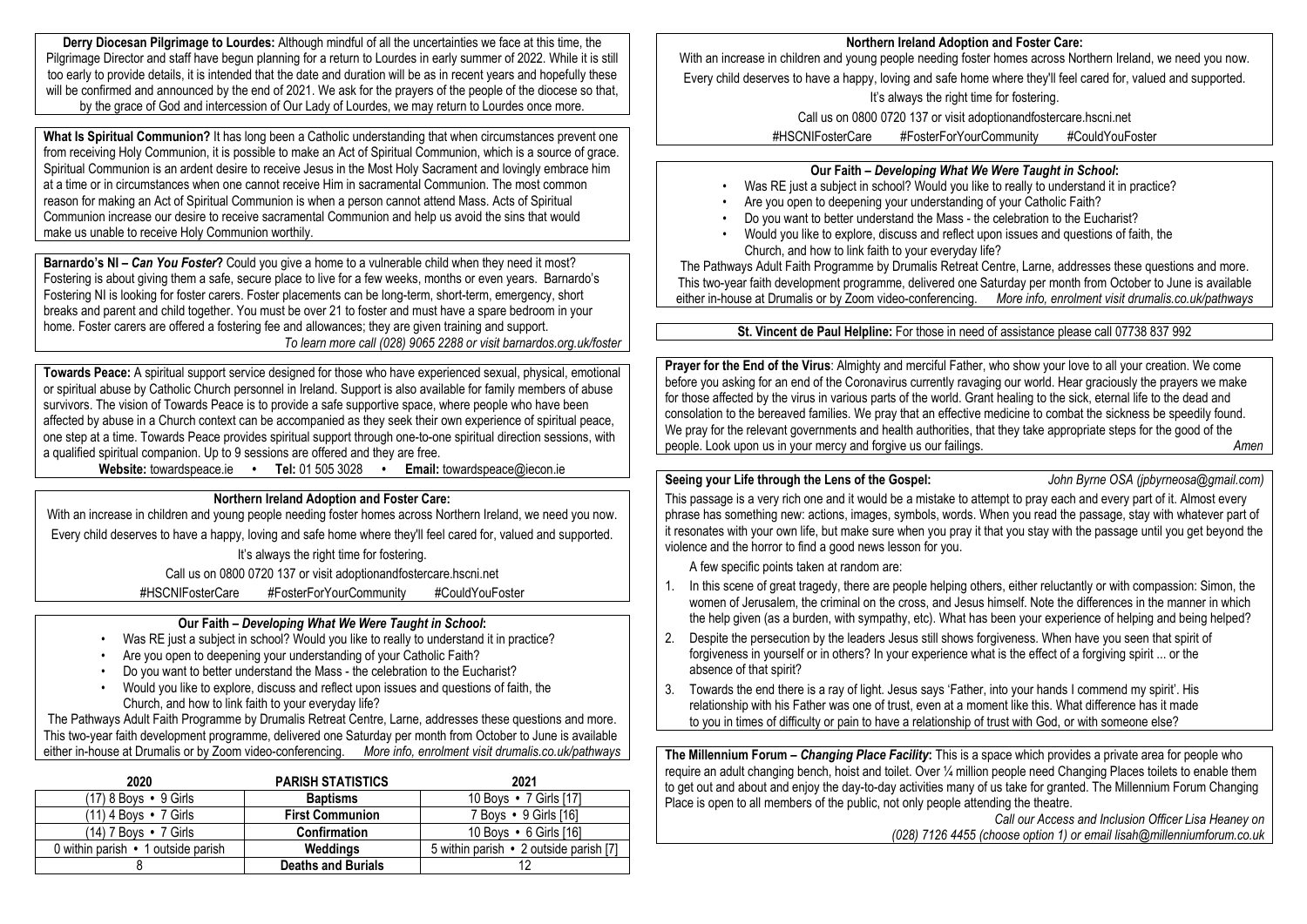**Derry Diocesan Pilgrimage to Lourdes:** Although mindful of all the uncertainties we face at this time, the Pilgrimage Director and staff have begun planning for a return to Lourdes in early summer of 2022. While it is still too early to provide details, it is intended that the date and duration will be as in recent years and hopefully these will be confirmed and announced by the end of 2021. We ask for the prayers of the people of the diocese so that, by the grace of God and intercession of Our Lady of Lourdes, we may return to Lourdes once more.

**What Is Spiritual Communion?** It has long been a Catholic understanding that when circumstances prevent one from receiving Holy Communion, it is possible to make an Act of Spiritual Communion, which is a source of grace. Spiritual Communion is an ardent desire to receive Jesus in the Most Holy Sacrament and lovingly embrace him at a time or in circumstances when one cannot receive Him in sacramental Communion. The most common reason for making an Act of Spiritual Communion is when a person cannot attend Mass. Acts of Spiritual Communion increase our desire to receive sacramental Communion and help us avoid the sins that would make us unable to receive Holy Communion worthily.

**Barnardo's NI – *Can You Foster*?** Could you give a home to a vulnerable child when they need it most? Fostering is about giving them a safe, secure place to live for a few weeks, months or even years. Barnardo's Fostering NI is looking for foster carers. Foster placements can be long-term, short-term, emergency, short breaks and parent and child together. You must be over 21 to foster and must have a spare bedroom in your home. Foster carers are offered a fostering fee and allowances; they are given training and support.
*To learn more call (028) 9065 2288 or visit barnardos.org.uk/foster*

**Towards Peace:** A spiritual support service designed for those who have experienced sexual, physical, emotional or spiritual abuse by Catholic Church personnel in Ireland. Support is also available for family members of abuse survivors. The vision of Towards Peace is to provide a safe supportive space, where people who have been affected by abuse in a Church context can be accompanied as they seek their own experience of spiritual peace, one step at a time. Towards Peace provides spiritual support through one-to-one spiritual direction sessions, with a qualified spiritual companion. Up to 9 sessions are offered and they are free.
**Website:** towardspeace.ie • **Tel:** 01 505 3028 • **Email:** towardspeace@iecon.ie

**Northern Ireland Adoption and Foster Care:**
With an increase in children and young people needing foster homes across Northern Ireland, we need you now.
Every child deserves to have a happy, loving and safe home where they'll feel cared for, valued and supported.
It's always the right time for fostering.
Call us on 0800 0720 137 or visit adoptionandfostercare.hscni.net
#HSCNIFosterCare #FosterForYourCommunity #CouldYouFoster

**Our Faith – *Developing What We Were Taught in School*:**

- Was RE just a subject in school? Would you like to really to understand it in practice?
- Are you open to deepening your understanding of your Catholic Faith?
- Do you want to better understand the Mass - the celebration to the Eucharist?
- Would you like to explore, discuss and reflect upon issues and questions of faith, the Church, and how to link faith to your everyday life?

The Pathways Adult Faith Programme by Drumalis Retreat Centre, Larne, addresses these questions and more. This two-year faith development programme, delivered one Saturday per month from October to June is available either in-house at Drumalis or by Zoom video-conferencing. *More info, enrolment visit drumalis.co.uk/pathways*

| 2020 | PARISH STATISTICS | 2021 |
|---|---|---|
| (17) 8 Boys • 9 Girls | **Baptisms** | 10 Boys • 7 Girls [17] |
| (11) 4 Boys • 7 Girls | **First Communion** | 7 Boys • 9 Girls [16] |
| (14) 7 Boys • 7 Girls | **Confirmation** | 10 Boys • 6 Girls [16] |
| 0 within parish • 1 outside parish | **Weddings** | 5 within parish • 2 outside parish [7] |
| 8 | **Deaths and Burials** | 12 |

**Northern Ireland Adoption and Foster Care:**
With an increase in children and young people needing foster homes across Northern Ireland, we need you now.
Every child deserves to have a happy, loving and safe home where they'll feel cared for, valued and supported.
It's always the right time for fostering.
Call us on 0800 0720 137 or visit adoptionandfostercare.hscni.net
#HSCNIFosterCare #FosterForYourCommunity #CouldYouFoster

**Our Faith – *Developing What We Were Taught in School*:**

- Was RE just a subject in school? Would you like to really to understand it in practice?
- Are you open to deepening your understanding of your Catholic Faith?
- Do you want to better understand the Mass - the celebration to the Eucharist?
- Would you like to explore, discuss and reflect upon issues and questions of faith, the Church, and how to link faith to your everyday life?

The Pathways Adult Faith Programme by Drumalis Retreat Centre, Larne, addresses these questions and more. This two-year faith development programme, delivered one Saturday per month from October to June is available either in-house at Drumalis or by Zoom video-conferencing. *More info, enrolment visit drumalis.co.uk/pathways*

**St. Vincent de Paul Helpline:** For those in need of assistance please call 07738 837 992

**Prayer for the End of the Virus**: Almighty and merciful Father, who show your love to all your creation. We come before you asking for an end of the Coronavirus currently ravaging our world. Hear graciously the prayers we make for those affected by the virus in various parts of the world. Grant healing to the sick, eternal life to the dead and consolation to the bereaved families. We pray that an effective medicine to combat the sickness be speedily found. We pray for the relevant governments and health authorities, that they take appropriate steps for the good of the people. Look upon us in your mercy and forgive us our failings. *Amen*

**Seeing your Life through the Lens of the Gospel:** *John Byrne OSA (jpbyrneosa@gmail.com)*

This passage is a very rich one and it would be a mistake to attempt to pray each and every part of it. Almost every phrase has something new: actions, images, symbols, words. When you read the passage, stay with whatever part of it resonates with your own life, but make sure when you pray it that you stay with the passage until you get beyond the violence and the horror to find a good news lesson for you.

A few specific points taken at random are:

1. In this scene of great tragedy, there are people helping others, either reluctantly or with compassion: Simon, the women of Jerusalem, the criminal on the cross, and Jesus himself. Note the differences in the manner in which the help given (as a burden, with sympathy, etc). What has been your experience of helping and being helped?
2. Despite the persecution by the leaders Jesus still shows forgiveness. When have you seen that spirit of forgiveness in yourself or in others? In your experience what is the effect of a forgiving spirit ... or the absence of that spirit?
3. Towards the end there is a ray of light. Jesus says 'Father, into your hands I commend my spirit'. His relationship with his Father was one of trust, even at a moment like this. What difference has it made to you in times of difficulty or pain to have a relationship of trust with God, or with someone else?

**The Millennium Forum – *Changing Place Facility*:** This is a space which provides a private area for people who require an adult changing bench, hoist and toilet. Over ¼ million people need Changing Places toilets to enable them to get out and about and enjoy the day-to-day activities many of us take for granted. The Millennium Forum Changing Place is open to all members of the public, not only people attending the theatre.
*Call our Access and Inclusion Officer Lisa Heaney on (028) 7126 4455 (choose option 1) or email lisah@millenniumforum.co.uk*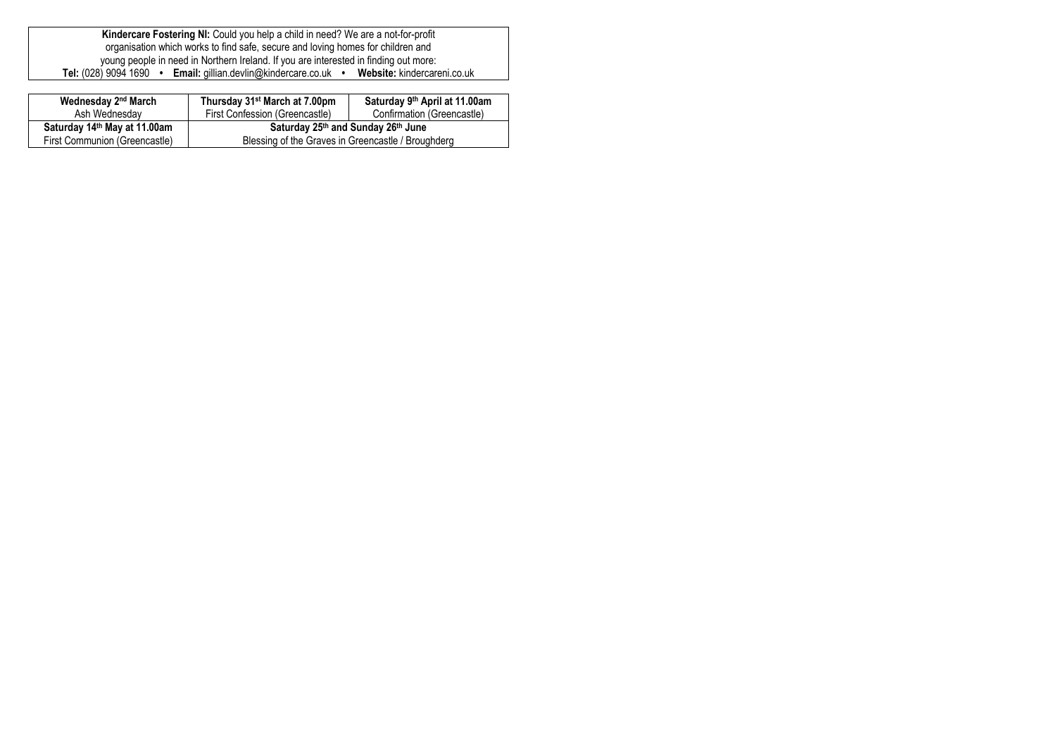**Kindercare Fostering NI:** Could you help a child in need? We are a not-for-profit organisation which works to find safe, secure and loving homes for children and young people in need in Northern Ireland. If you are interested in finding out more:
**Tel:** (028) 9094 1690 • **Email:** gillian.devlin@kindercare.co.uk • **Website:** kindercareni.co.uk

| | | |
|---|---|---|
| **Wednesday 2nd March**<br>Ash Wednesday | **Thursday 31st March at 7.00pm**<br>First Confession (Greencastle) | **Saturday 9th April at 11.00am**<br>Confirmation (Greencastle) |
| **Saturday 14th May at 11.00am**<br>First Communion (Greencastle) | **Saturday 25th and Sunday 26th June**<br>Blessing of the Graves in Greencastle / Broughderg | |